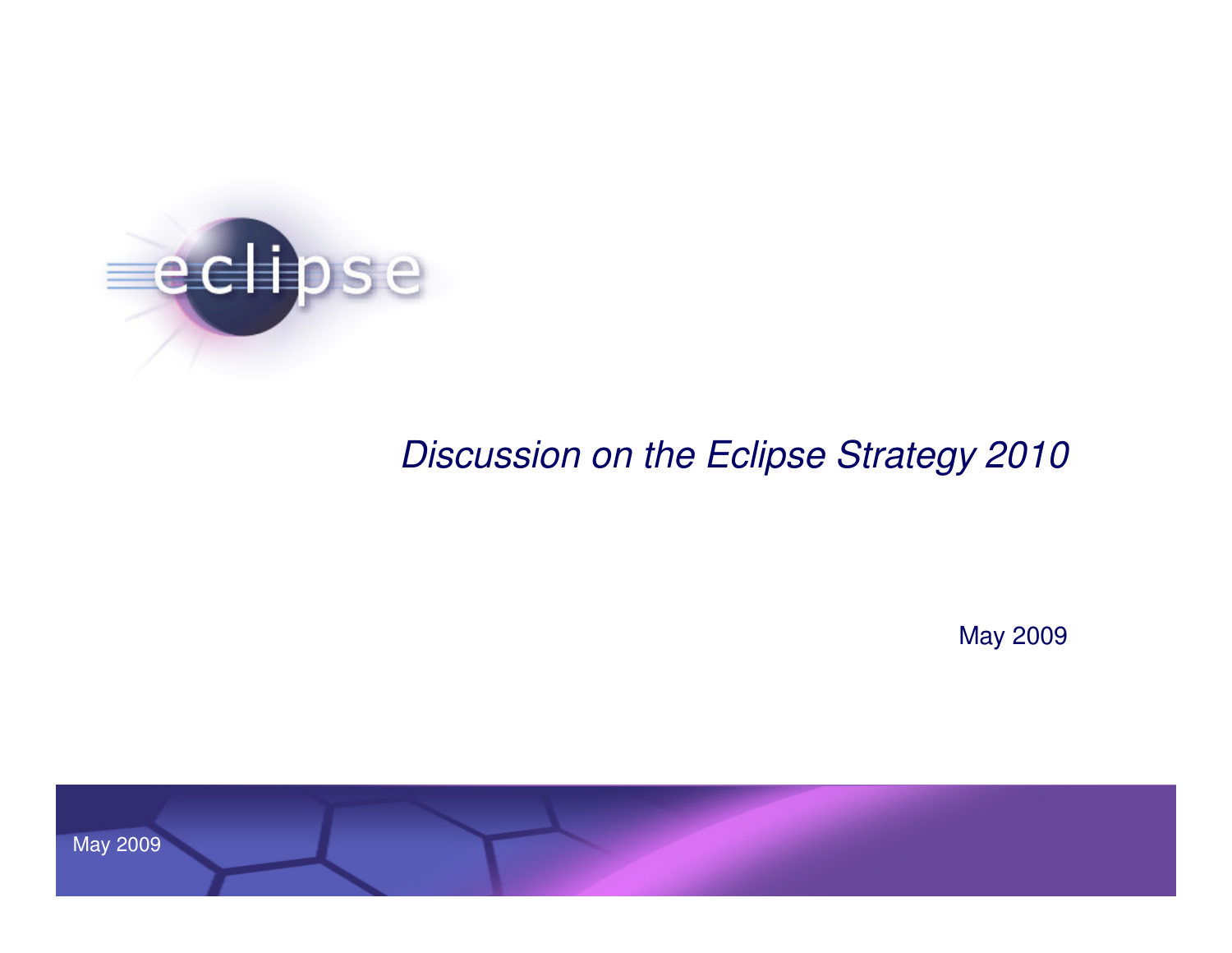# *Discussion on the Eclipse Strategy 2010*

May 2009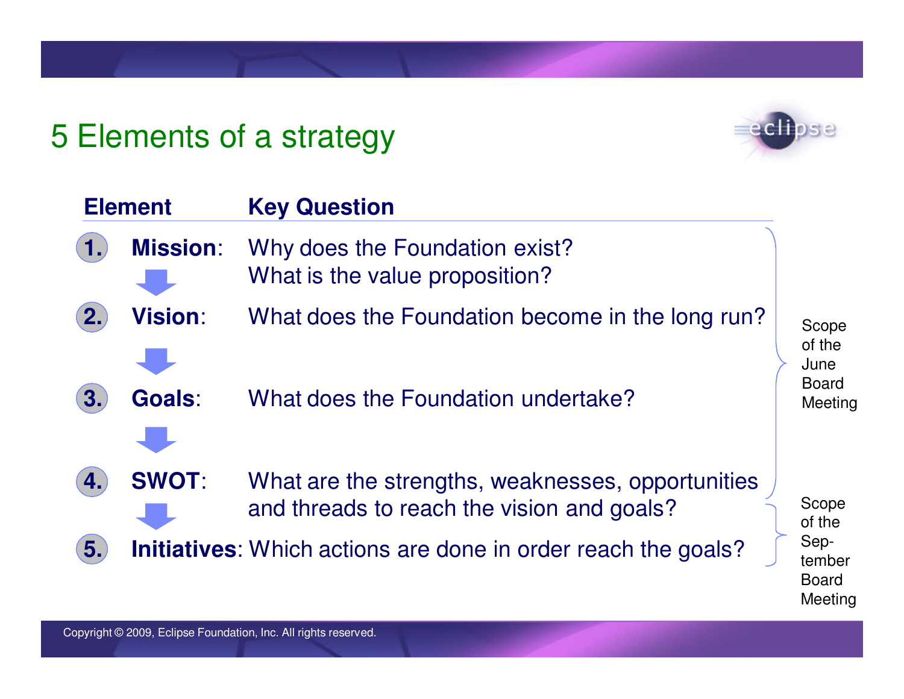# 5 Elements of a strategy

| Element | Key Question | |
|---|---|---|
| 1. **Mission**: | Why does the Foundation exist? What is the value proposition? | Scope of the June Board Meeting |
| 2. **Vision**: | What does the Foundation become in the long run? | Scope of the June Board Meeting |
| 3. **Goals**: | What does the Foundation undertake? | Scope of the June Board Meeting |
| 4. **SWOT**: | What are the strengths, weaknesses, opportunities and threads to reach the vision and goals? | Scope of the June Board Meeting; Scope of the September Board Meeting |
| 5. **Initiatives**: | Which actions are done in order reach the goals? | Scope of the September Board Meeting |

Copyright © 2009, Eclipse Foundation, Inc. All rights reserved.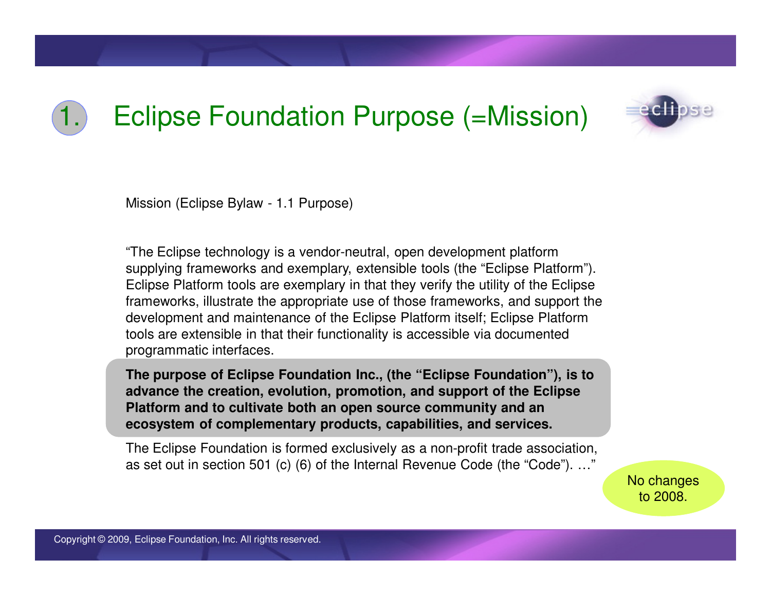# 1. Eclipse Foundation Purpose (=Mission)

Mission (Eclipse Bylaw - 1.1 Purpose)

"The Eclipse technology is a vendor-neutral, open development platform supplying frameworks and exemplary, extensible tools (the "Eclipse Platform"). Eclipse Platform tools are exemplary in that they verify the utility of the Eclipse frameworks, illustrate the appropriate use of those frameworks, and support the development and maintenance of the Eclipse Platform itself; Eclipse Platform tools are extensible in that their functionality is accessible via documented programmatic interfaces.

**The purpose of Eclipse Foundation Inc., (the "Eclipse Foundation"), is to advance the creation, evolution, promotion, and support of the Eclipse Platform and to cultivate both an open source community and an ecosystem of complementary products, capabilities, and services.**

The Eclipse Foundation is formed exclusively as a non-profit trade association, as set out in section 501 (c) (6) of the Internal Revenue Code (the "Code"). …"

No changes to 2008.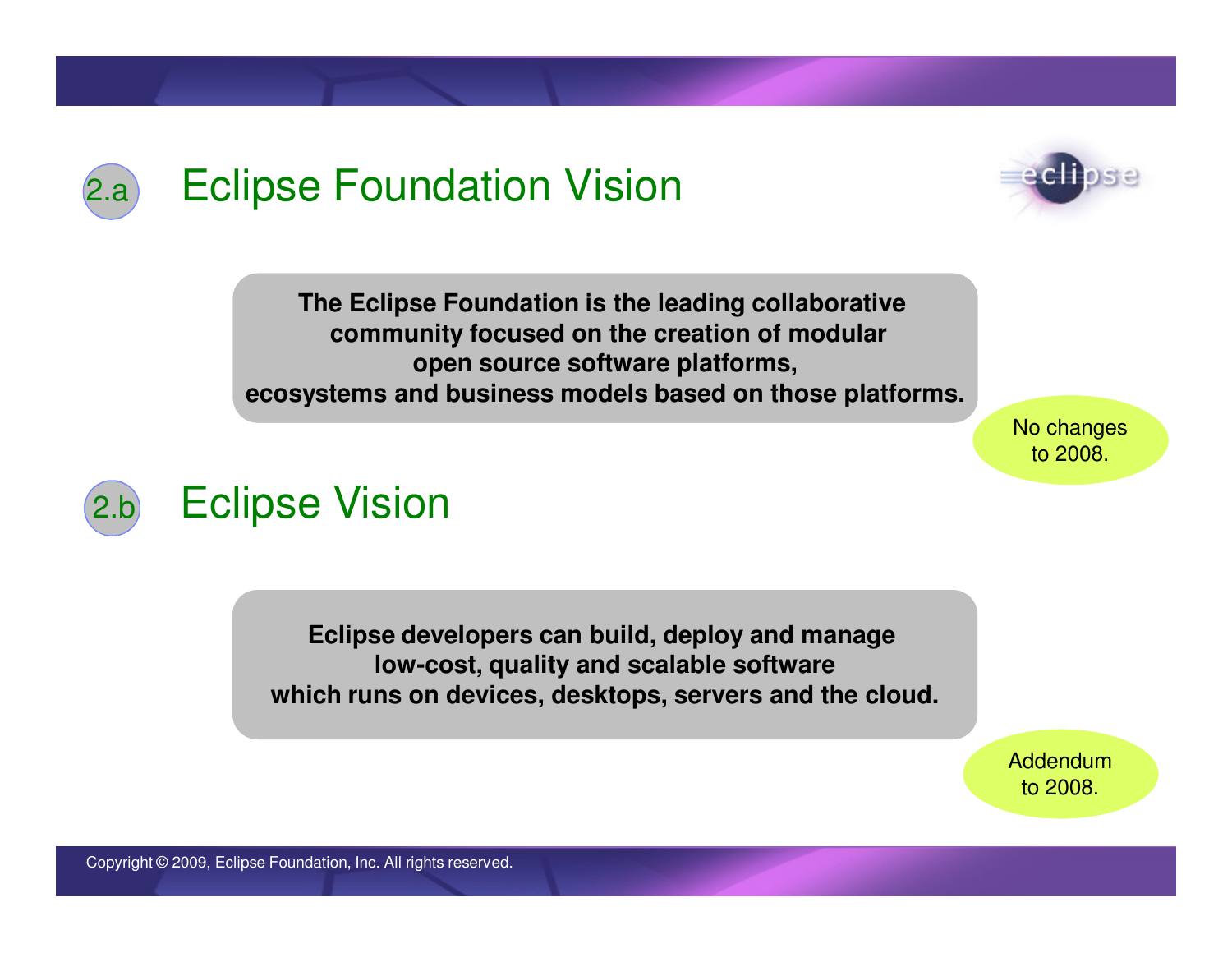## 2.a Eclipse Foundation Vision

**The Eclipse Foundation is the leading collaborative community focused on the creation of modular open source software platforms, ecosystems and business models based on those platforms.**

No changes to 2008.

## 2.b Eclipse Vision

**Eclipse developers can build, deploy and manage low-cost, quality and scalable software which runs on devices, desktops, servers and the cloud.**

Addendum to 2008.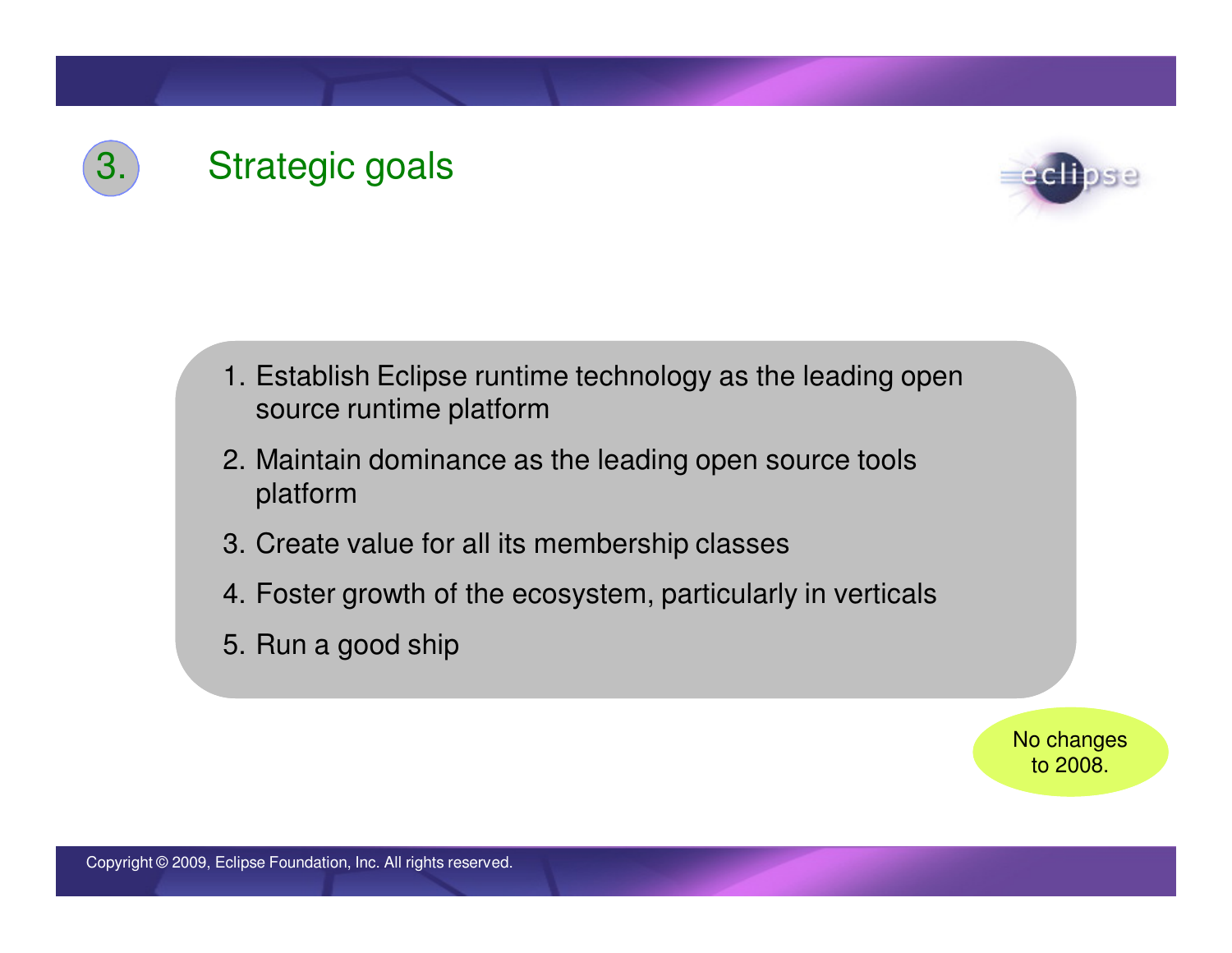## 3. Strategic goals

1. Establish Eclipse runtime technology as the leading open source runtime platform
2. Maintain dominance as the leading open source tools platform
3. Create value for all its membership classes
4. Foster growth of the ecosystem, particularly in verticals
5. Run a good ship

No changes to 2008.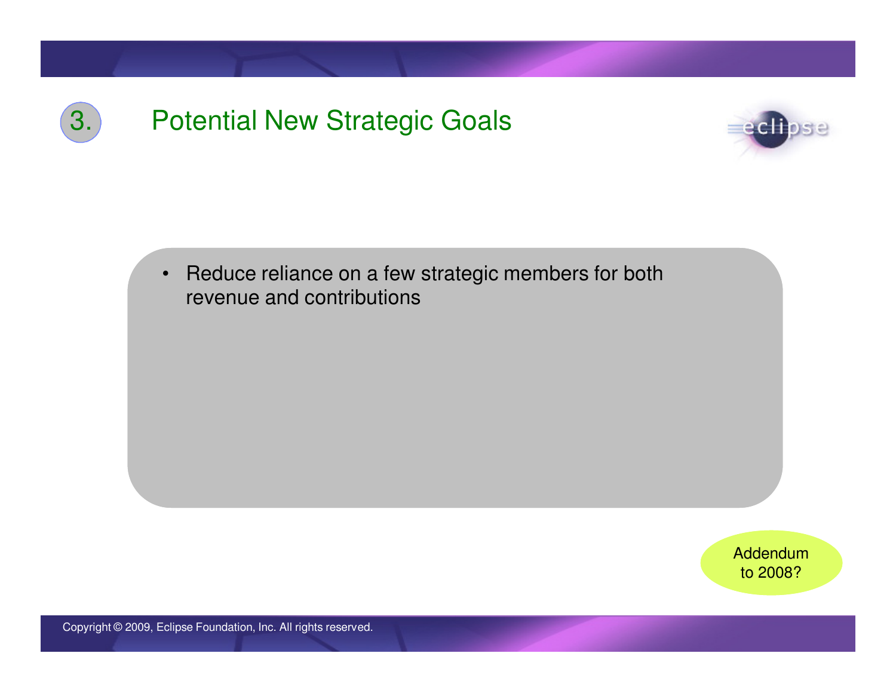# 3. Potential New Strategic Goals

- Reduce reliance on a few strategic members for both revenue and contributions

Addendum to 2008?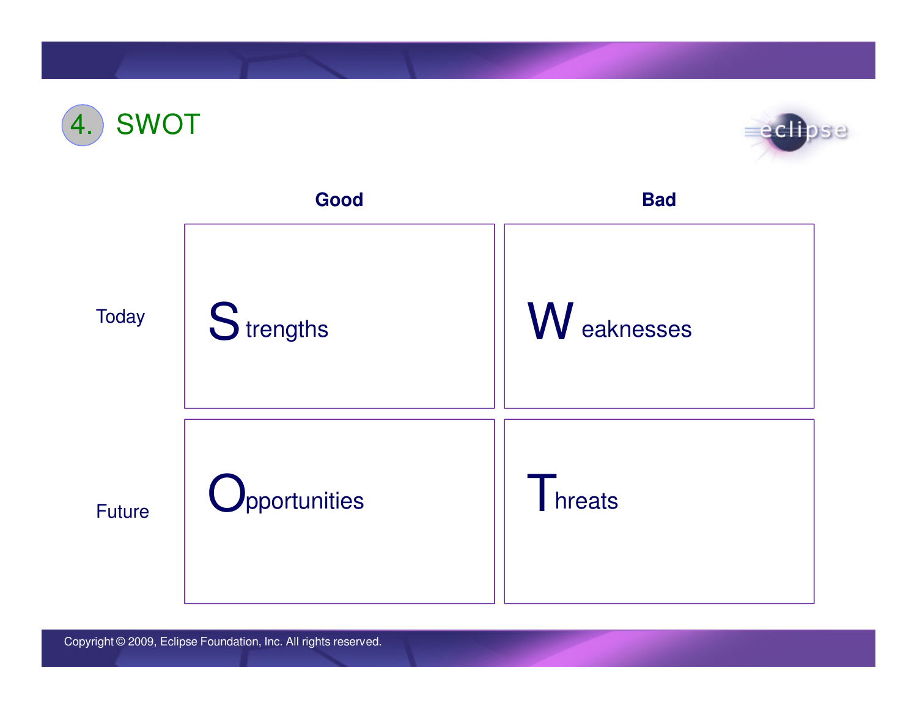# 4. SWOT

| | Good | Bad |
| --- | --- | --- |
| Today | Strengths | Weaknesses |
| Future | Opportunities | Threats |

Copyright © 2009, Eclipse Foundation, Inc. All rights reserved.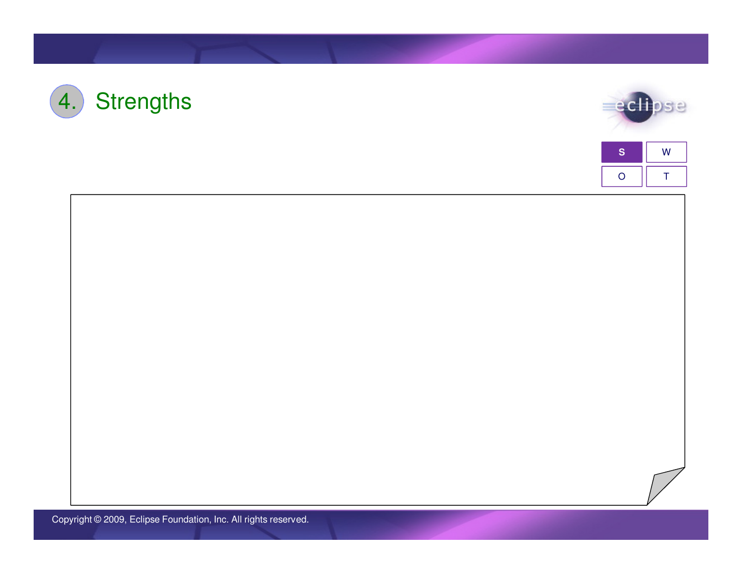# 4. Strengths

| S | W |
| --- | --- |
| O | T |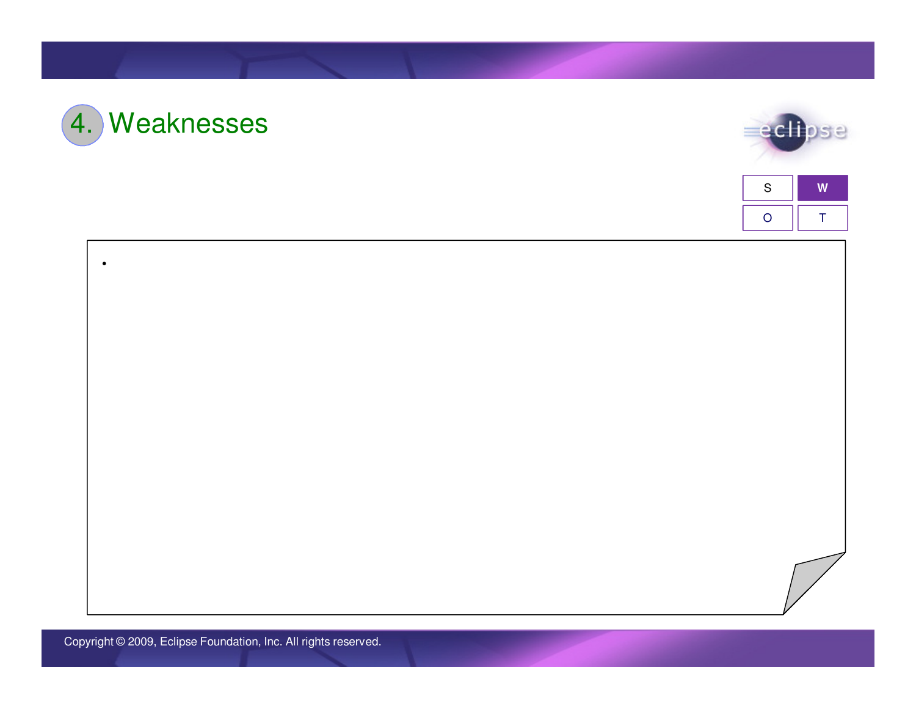# 4. Weaknesses

| S | W |
| --- | --- |
| O | T |

-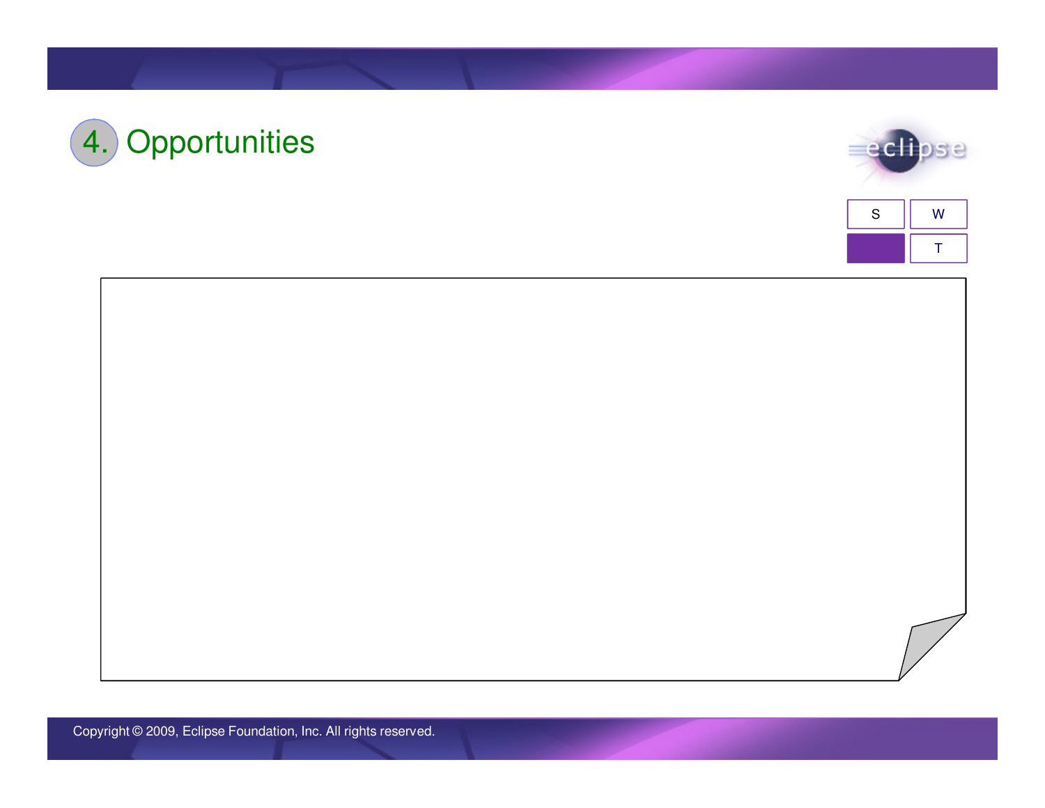# 4. Opportunities

| S | W |
|---|---|
|  | T |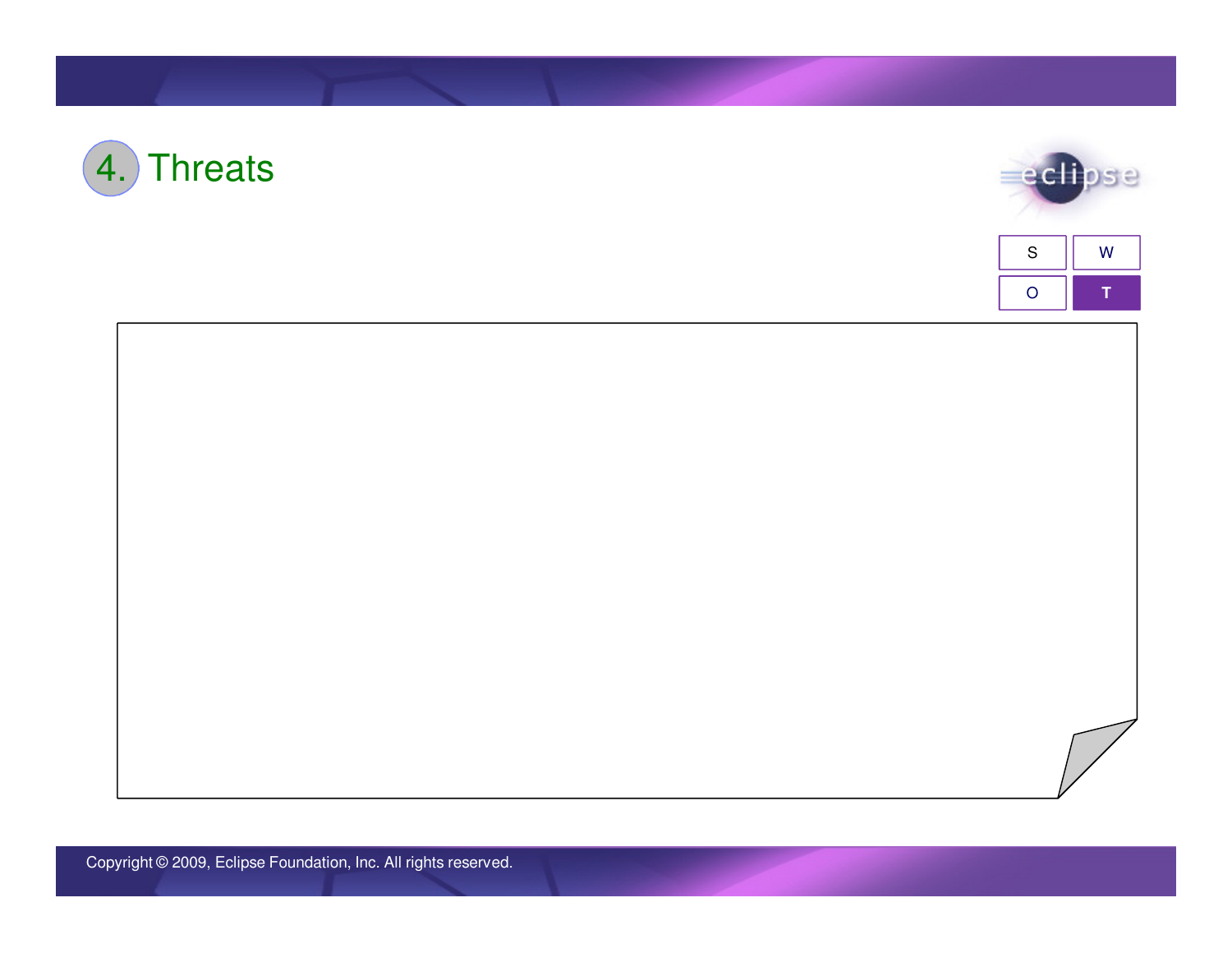# 4. Threats

| S | W |
| --- | --- |
| O | **T** |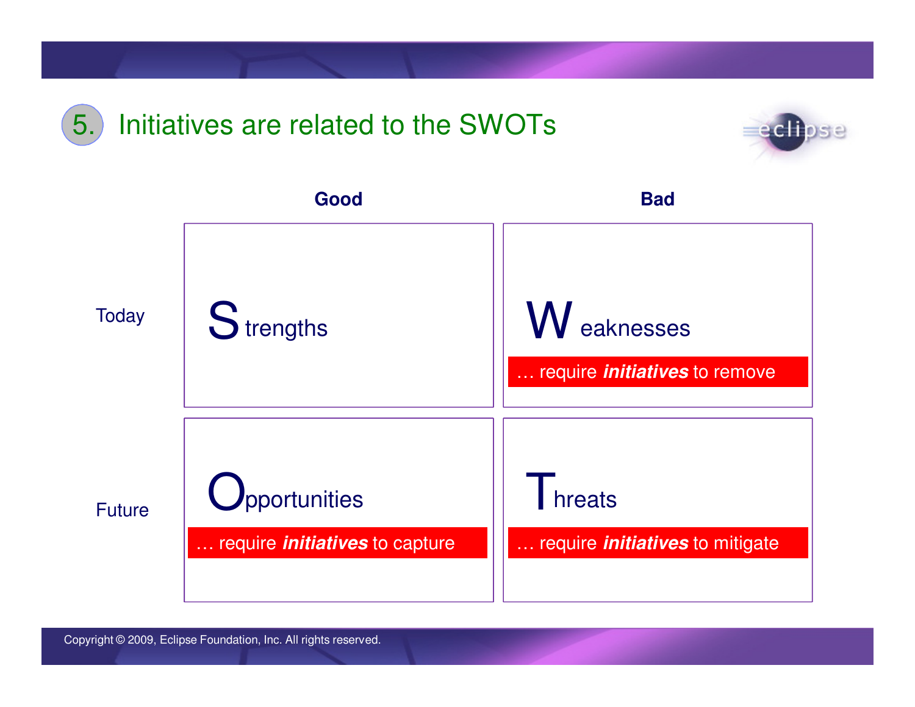## 5. Initiatives are related to the SWOTs

| | Good | Bad |
|---|---|---|
| Today | Strengths | Weaknesses<br>… require ***initiatives*** to remove |
| Future | Opportunities<br>… require ***initiatives*** to capture | Threats<br>… require ***initiatives*** to mitigate |

Copyright © 2009, Eclipse Foundation, Inc. All rights reserved.